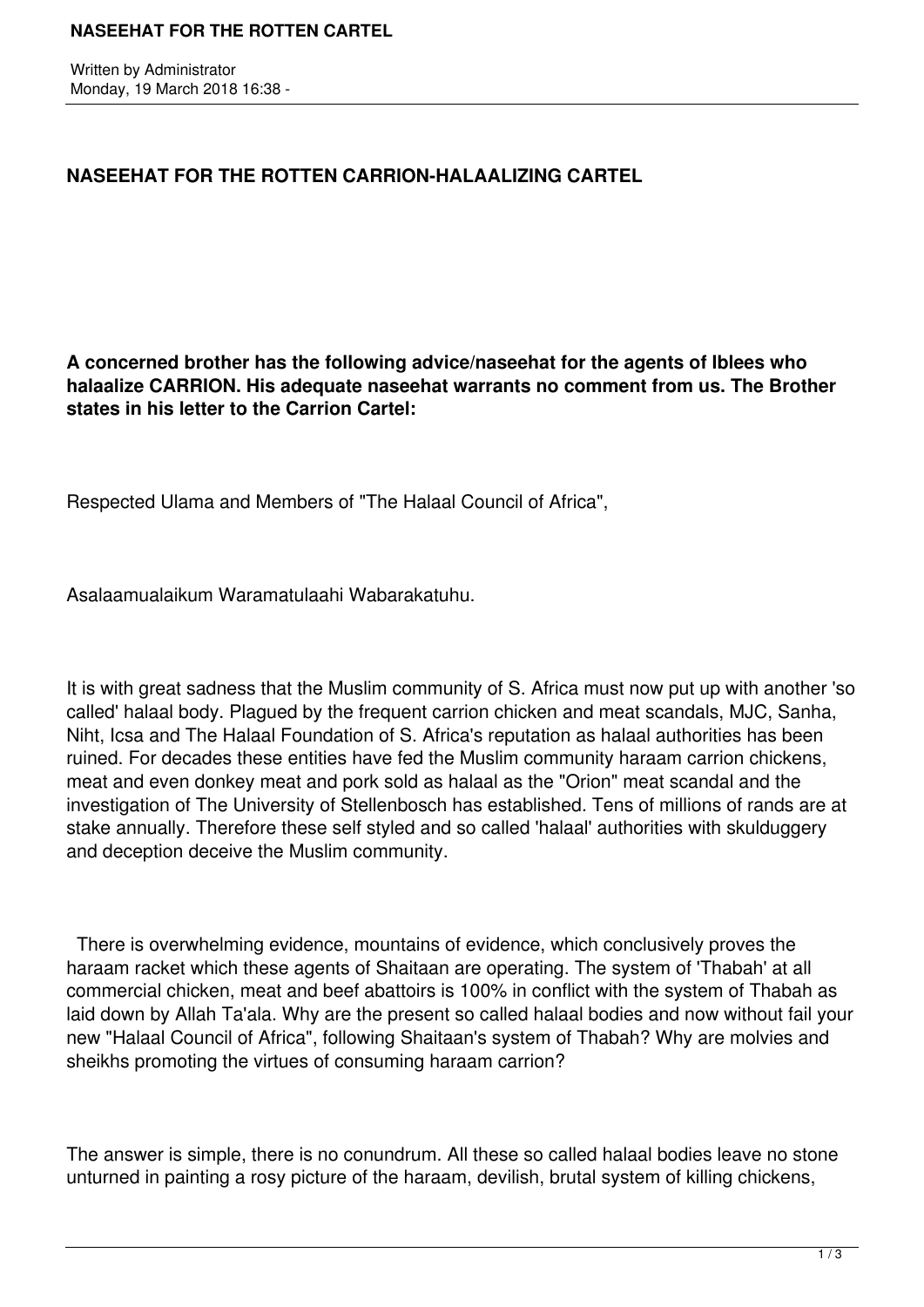# NASEEHAT FOR THE ROTTEN CARRION-HALAALIZING CARTEL

**A concerned brother has the following advice/naseehat for the agents of Iblees who halaalize CARRION. His adequate naseehat warrants no comment from us. The Brother states in his letter to the Carrion Cartel:**

Respected Ulama and Members of "The Halaal Council of Africa",

Asalaamualaikum Waramatulaahi Wabarakatuhu.

It is with great sadness that the Muslim community of S. Africa must now put up with another 'so called' halaal body. Plagued by the frequent carrion chicken and meat scandals, MJC, Sanha, Niht, Icsa and The Halaal Foundation of S. Africa's reputation as halaal authorities has been ruined. For decades these entities have fed the Muslim community haraam carrion chickens, meat and even donkey meat and pork sold as halaal as the "Orion" meat scandal and the investigation of The University of Stellenbosch has established. Tens of millions of rands are at stake annually. Therefore these self styled and so called 'halaal' authorities with skulduggery and deception deceive the Muslim community.

There is overwhelming evidence, mountains of evidence, which conclusively proves the haraam racket which these agents of Shaitaan are operating. The system of 'Thabah' at all commercial chicken, meat and beef abattoirs is 100% in conflict with the system of Thabah as laid down by Allah Ta'ala. Why are the present so called halaal bodies and now without fail your new "Halaal Council of Africa", following Shaitaan's system of Thabah? Why are molvies and sheikhs promoting the virtues of consuming haraam carrion?

The answer is simple, there is no conundrum. All these so called halaal bodies leave no stone unturned in painting a rosy picture of the haraam, devilish, brutal system of killing chickens,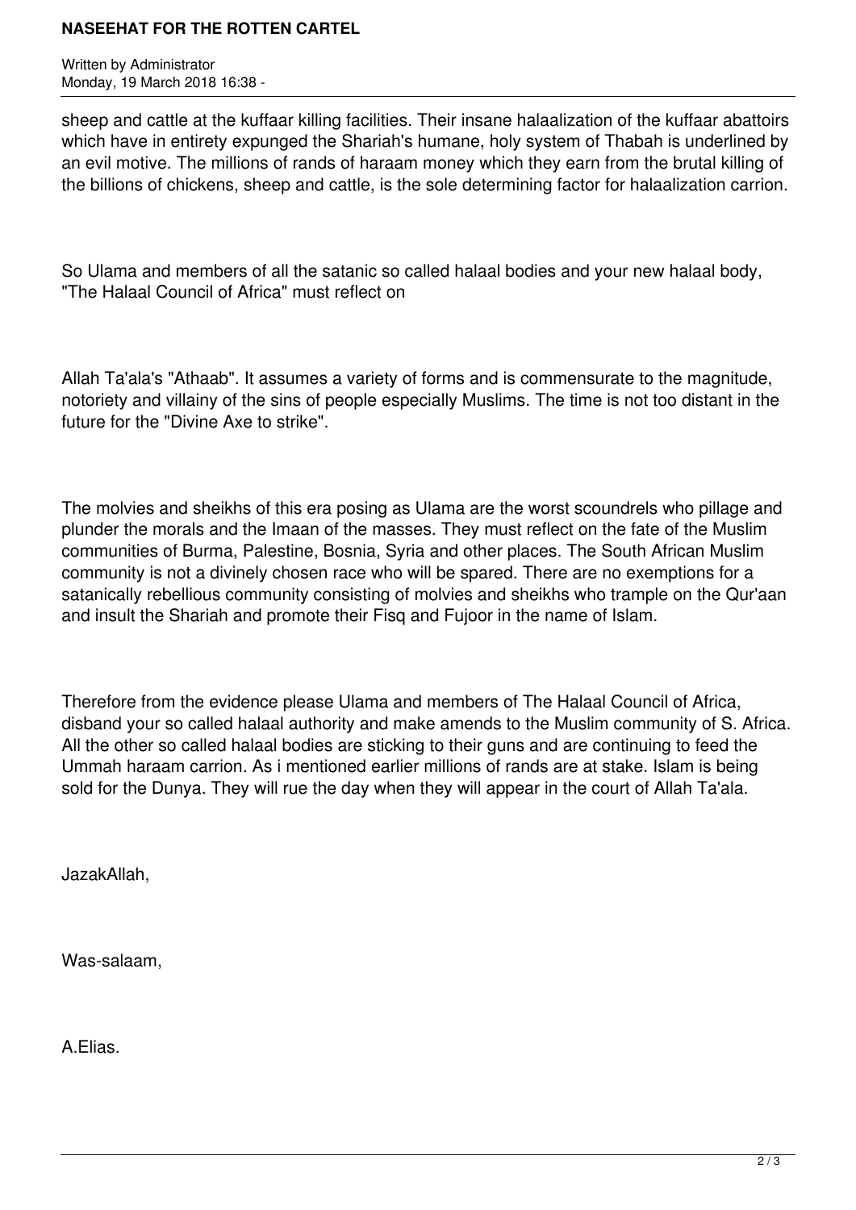sheep and cattle at the kuffaar killing facilities. Their insane halaalization of the kuffaar abattoirs which have in entirety expunged the Shariah's humane, holy system of Thabah is underlined by an evil motive. The millions of rands of haraam money which they earn from the brutal killing of the billions of chickens, sheep and cattle, is the sole determining factor for halaalization carrion.

So Ulama and members of all the satanic so called halaal bodies and your new halaal body, "The Halaal Council of Africa" must reflect on

Allah Ta'ala's "Athaab". It assumes a variety of forms and is commensurate to the magnitude, notoriety and villainy of the sins of people especially Muslims. The time is not too distant in the future for the "Divine Axe to strike".

The molvies and sheikhs of this era posing as Ulama are the worst scoundrels who pillage and plunder the morals and the Imaan of the masses. They must reflect on the fate of the Muslim communities of Burma, Palestine, Bosnia, Syria and other places. The South African Muslim community is not a divinely chosen race who will be spared. There are no exemptions for a satanically rebellious community consisting of molvies and sheikhs who trample on the Qur'aan and insult the Shariah and promote their Fisq and Fujoor in the name of Islam.

Therefore from the evidence please Ulama and members of The Halaal Council of Africa, disband your so called halaal authority and make amends to the Muslim community of S. Africa. All the other so called halaal bodies are sticking to their guns and are continuing to feed the Ummah haraam carrion. As i mentioned earlier millions of rands are at stake. Islam is being sold for the Dunya. They will rue the day when they will appear in the court of Allah Ta'ala.

JazakAllah,

Was-salaam,

A.Elias.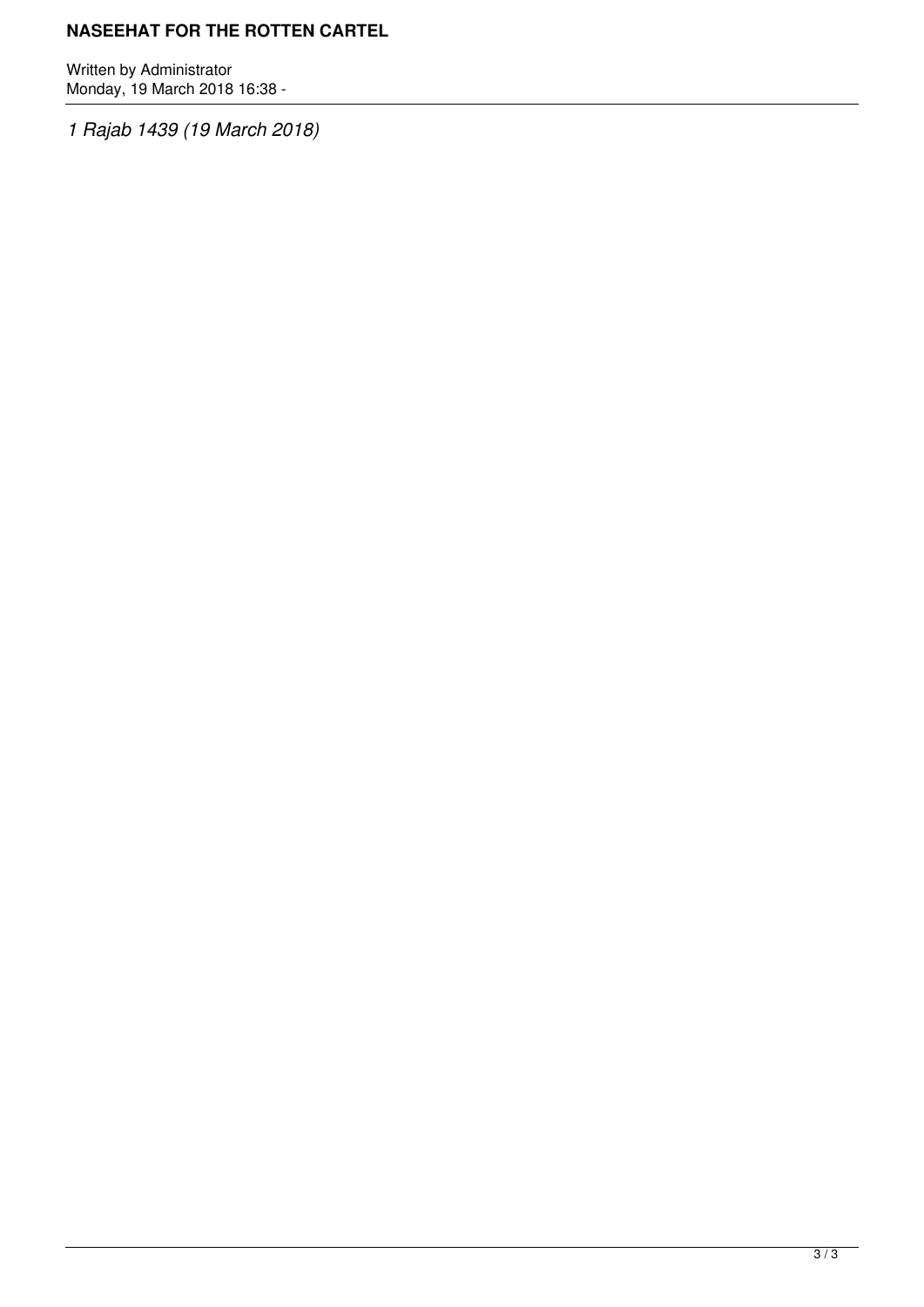*1 Rajab 1439 (19 March 2018)*